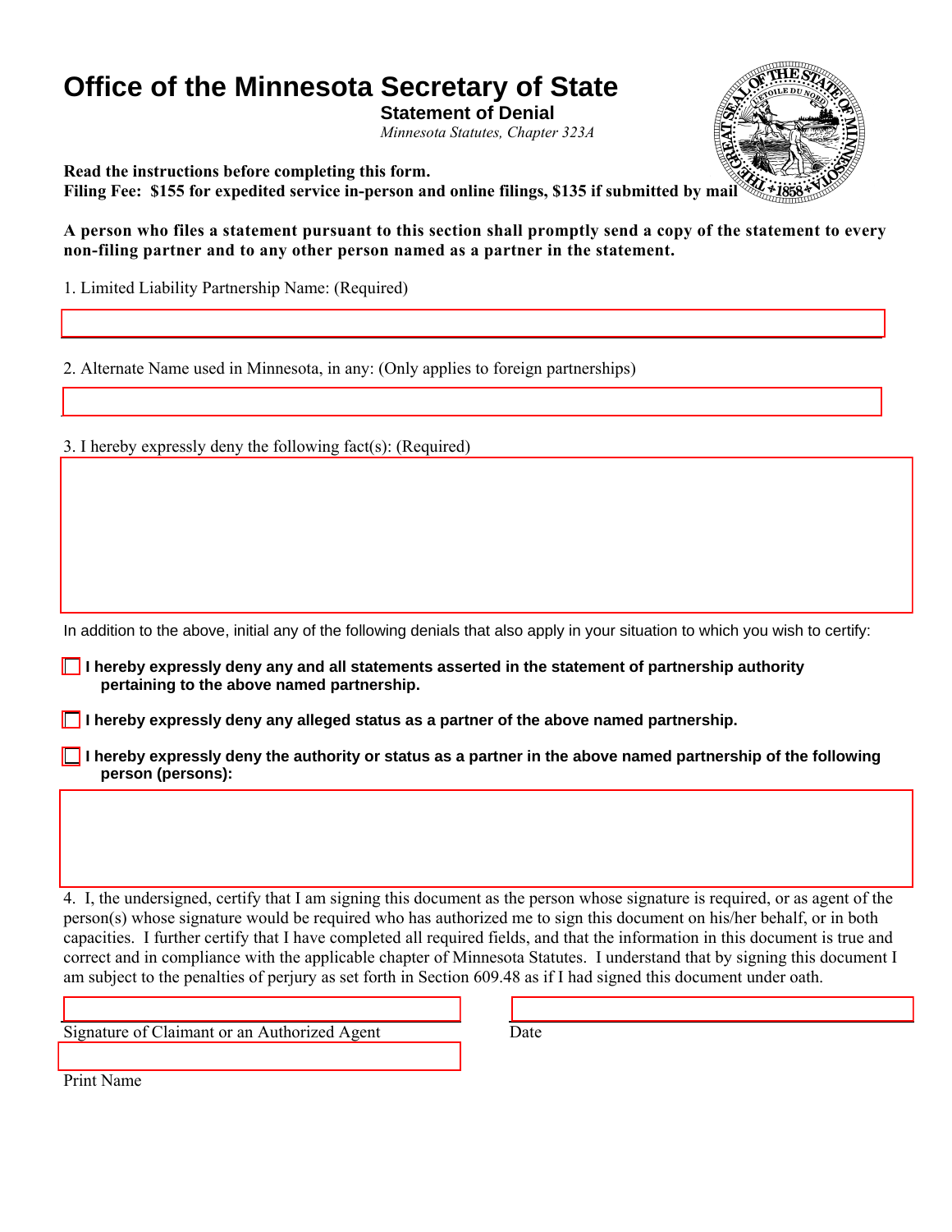# Office of the Minnesota Secretary of State

## Statement of Denial

*Minnesota Statutes, Chapter 323A*

**Read the instructions before completing this form.**
**Filing Fee: $155 for expedited service in-person and online filings, $135 if submitted by mail**

**A person who files a statement pursuant to this section shall promptly send a copy of the statement to every non-filing partner and to any other person named as a partner in the statement.**

1. Limited Liability Partnership Name: (Required)

2. Alternate Name used in Minnesota, in any: (Only applies to foreign partnerships)

3. I hereby expressly deny the following fact(s): (Required)

In addition to the above, initial any of the following denials that also apply in your situation to which you wish to certify:

- ☐ **I hereby expressly deny any and all statements asserted in the statement of partnership authority pertaining to the above named partnership.**
- ☐ **I hereby expressly deny any alleged status as a partner of the above named partnership.**
- ☐ **I hereby expressly deny the authority or status as a partner in the above named partnership of the following person (persons):**

4. I, the undersigned, certify that I am signing this document as the person whose signature is required, or as agent of the person(s) whose signature would be required who has authorized me to sign this document on his/her behalf, or in both capacities. I further certify that I have completed all required fields, and that the information in this document is true and correct and in compliance with the applicable chapter of Minnesota Statutes. I understand that by signing this document I am subject to the penalties of perjury as set forth in Section 609.48 as if I had signed this document under oath.

Signature of Claimant or an Authorized Agent

Date

Print Name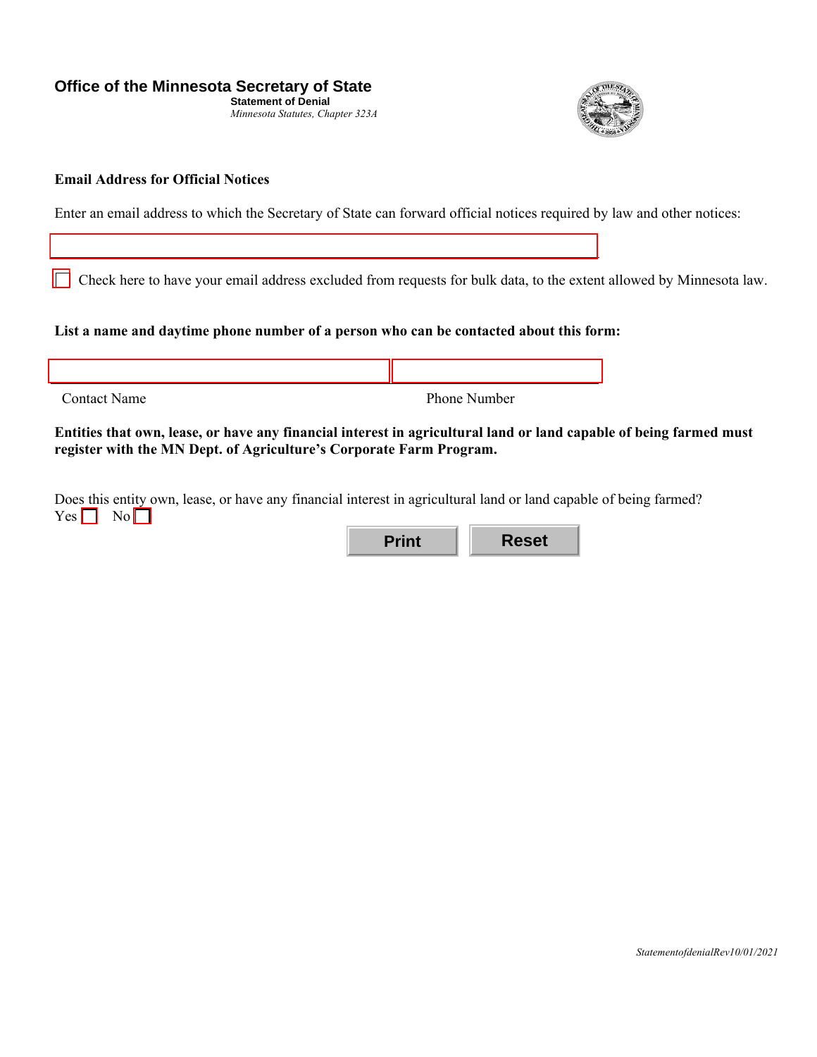**Office of the Minnesota Secretary of State**
**Statement of Denial**
*Minnesota Statutes, Chapter 323A*

**Email Address for Official Notices**

Enter an email address to which the Secretary of State can forward official notices required by law and other notices:

☐ Check here to have your email address excluded from requests for bulk data, to the extent allowed by Minnesota law.

**List a name and daytime phone number of a person who can be contacted about this form:**

Contact Name Phone Number

**Entities that own, lease, or have any financial interest in agricultural land or land capable of being farmed must register with the MN Dept. of Agriculture's Corporate Farm Program.**

Does this entity own, lease, or have any financial interest in agricultural land or land capable of being farmed?
Yes ☐ No ☐

Print Reset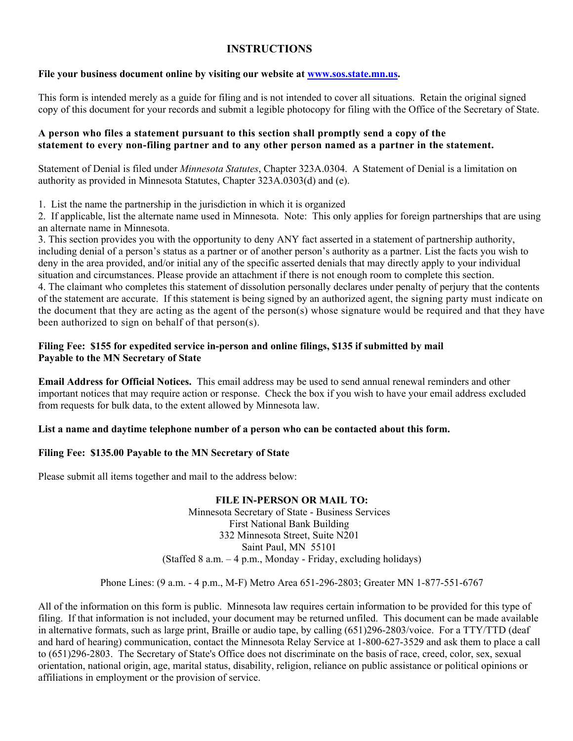# INSTRUCTIONS

**File your business document online by visiting our website at [www.sos.state.mn.us](www.sos.state.mn.us).**

This form is intended merely as a guide for filing and is not intended to cover all situations. Retain the original signed copy of this document for your records and submit a legible photocopy for filing with the Office of the Secretary of State.

**A person who files a statement pursuant to this section shall promptly send a copy of the statement to every non-filing partner and to any other person named as a partner in the statement.**

Statement of Denial is filed under *Minnesota Statutes*, Chapter 323A.0304. A Statement of Denial is a limitation on authority as provided in Minnesota Statutes, Chapter 323A.0303(d) and (e).

1. List the name the partnership in the jurisdiction in which it is organized
2. If applicable, list the alternate name used in Minnesota. Note: This only applies for foreign partnerships that are using an alternate name in Minnesota.
3. This section provides you with the opportunity to deny ANY fact asserted in a statement of partnership authority, including denial of a person's status as a partner or of another person's authority as a partner. List the facts you wish to deny in the area provided, and/or initial any of the specific asserted denials that may directly apply to your individual situation and circumstances. Please provide an attachment if there is not enough room to complete this section.
4. The claimant who completes this statement of dissolution personally declares under penalty of perjury that the contents of the statement are accurate. If this statement is being signed by an authorized agent, the signing party must indicate on the document that they are acting as the agent of the person(s) whose signature would be required and that they have been authorized to sign on behalf of that person(s).

**Filing Fee: $155 for expedited service in-person and online filings, $135 if submitted by mail**
**Payable to the MN Secretary of State**

**Email Address for Official Notices.** This email address may be used to send annual renewal reminders and other important notices that may require action or response. Check the box if you wish to have your email address excluded from requests for bulk data, to the extent allowed by Minnesota law.

**List a name and daytime telephone number of a person who can be contacted about this form.**

**Filing Fee: $135.00 Payable to the MN Secretary of State**

Please submit all items together and mail to the address below:

**FILE IN-PERSON OR MAIL TO:**
Minnesota Secretary of State - Business Services
First National Bank Building
332 Minnesota Street, Suite N201
Saint Paul, MN 55101
(Staffed 8 a.m. – 4 p.m., Monday - Friday, excluding holidays)

Phone Lines: (9 a.m. - 4 p.m., M-F) Metro Area 651-296-2803; Greater MN 1-877-551-6767

All of the information on this form is public. Minnesota law requires certain information to be provided for this type of filing. If that information is not included, your document may be returned unfiled. This document can be made available in alternative formats, such as large print, Braille or audio tape, by calling (651)296-2803/voice. For a TTY/TTD (deaf and hard of hearing) communication, contact the Minnesota Relay Service at 1-800-627-3529 and ask them to place a call to (651)296-2803. The Secretary of State's Office does not discriminate on the basis of race, creed, color, sex, sexual orientation, national origin, age, marital status, disability, religion, reliance on public assistance or political opinions or affiliations in employment or the provision of service.